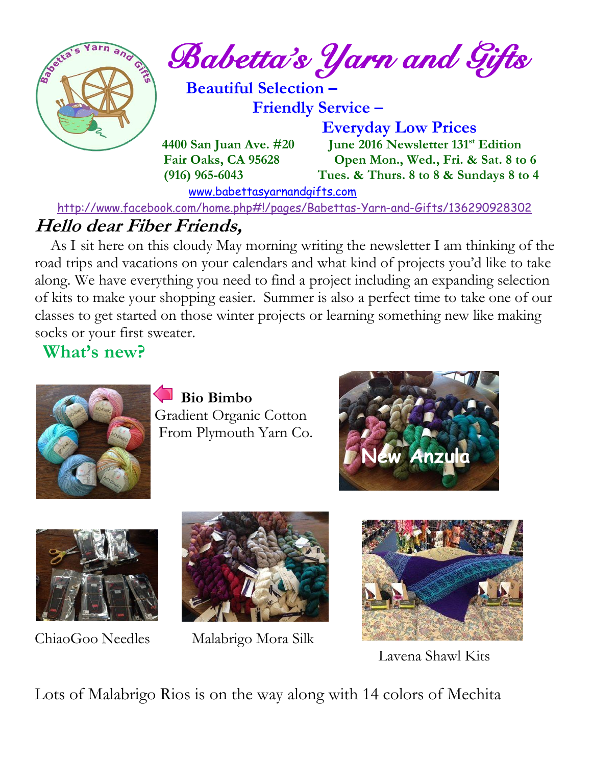# Babetta's Yarn and Gifts

**Beautiful Selection –**
**Friendly Service –**
**Everyday Low Prices**

**4400 San Juan Ave. #20**
**Fair Oaks, CA 95628**
**(916) 965-6043**

**June 2016 Newsletter 131st Edition**
**Open Mon., Wed., Fri. & Sat. 8 to 6**
**Tues. & Thurs. 8 to 8 & Sundays 8 to 4**

www.babettasyarnandgifts.com

http://www.facebook.com/home.php#!/pages/Babettas-Yarn-and-Gifts/136290928302

## Hello dear Fiber Friends,

As I sit here on this cloudy May morning writing the newsletter I am thinking of the road trips and vacations on your calendars and what kind of projects you'd like to take along. We have everything you need to find a project including an expanding selection of kits to make your shopping easier. Summer is also a perfect time to take one of our classes to get started on those winter projects or learning something new like making socks or your first sweater.

## What's new?

**Bio Bimbo**
Gradient Organic Cotton
From Plymouth Yarn Co.

New Anzula

ChiaoGoo Needles

Malabrigo Mora Silk

Lavena Shawl Kits

Lots of Malabrigo Rios is on the way along with 14 colors of Mechita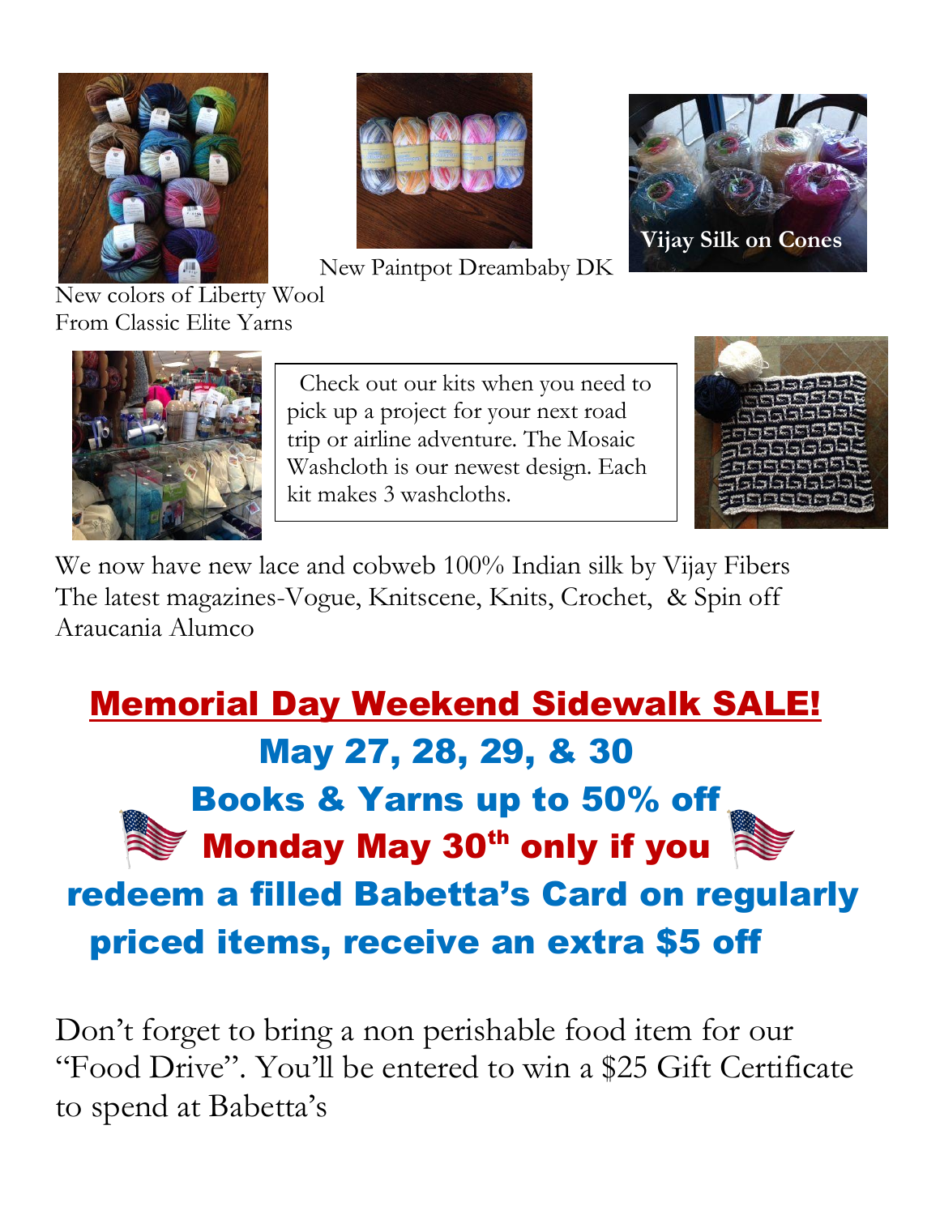New colors of Liberty Wool
From Classic Elite Yarns

New Paintpot Dreambaby DK

Vijay Silk on Cones

Check out our kits when you need to pick up a project for your next road trip or airline adventure. The Mosaic Washcloth is our newest design. Each kit makes 3 washcloths.

We now have new lace and cobweb 100% Indian silk by Vijay Fibers
The latest magazines-Vogue, Knitscene, Knits, Crochet, & Spin off
Araucania Alumco

## Memorial Day Weekend Sidewalk SALE!

**May 27, 28, 29, & 30**

**Books & Yarns up to 50% off**

**Monday May 30th only if you redeem a filled Babetta's Card on regularly priced items, receive an extra $5 off**

Don't forget to bring a non perishable food item for our "Food Drive". You'll be entered to win a $25 Gift Certificate to spend at Babetta's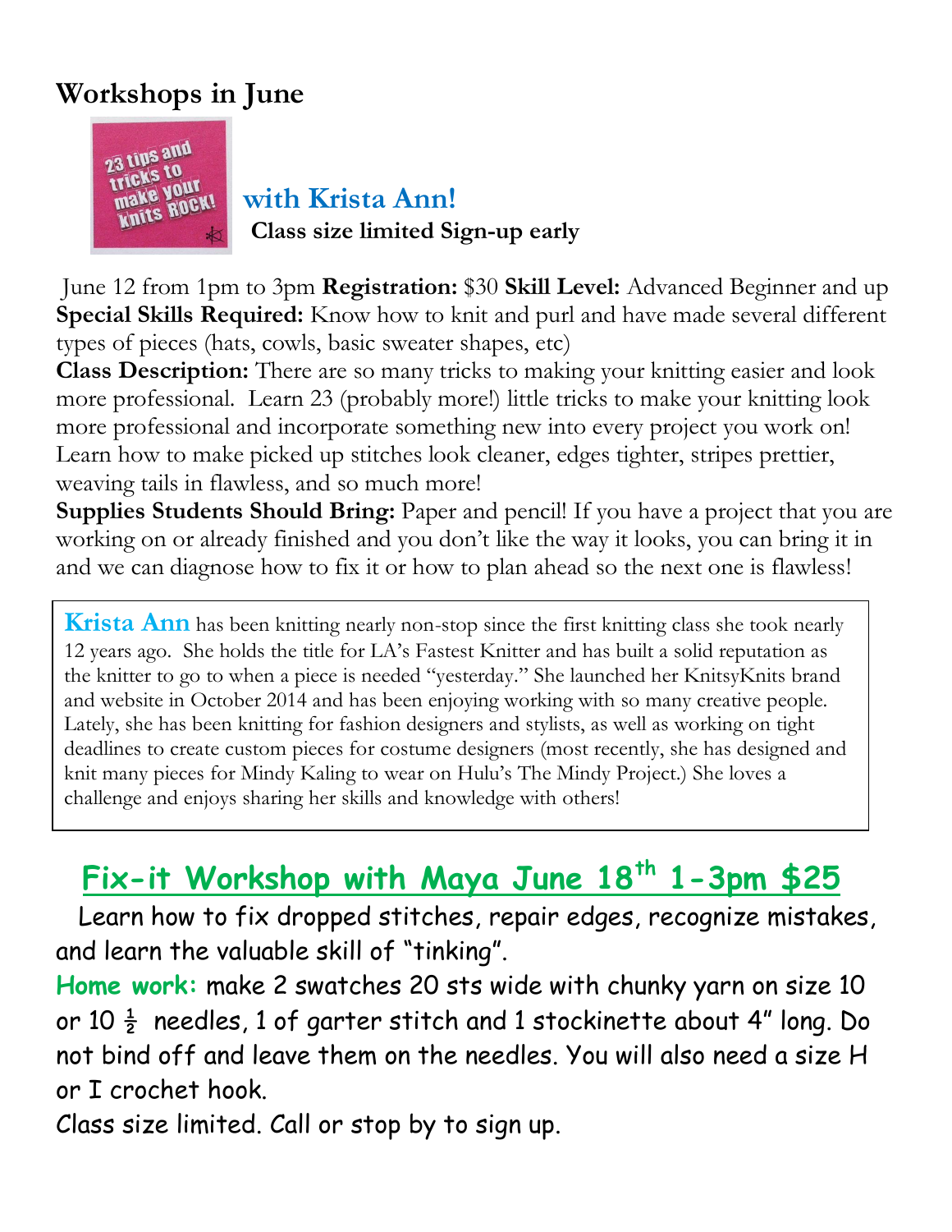## Workshops in June

### with Krista Ann!

**Class size limited Sign-up early**

June 12 from 1pm to 3pm **Registration:** $30 **Skill Level:** Advanced Beginner and up
**Special Skills Required:** Know how to knit and purl and have made several different types of pieces (hats, cowls, basic sweater shapes, etc)
**Class Description:** There are so many tricks to making your knitting easier and look more professional. Learn 23 (probably more!) little tricks to make your knitting look more professional and incorporate something new into every project you work on! Learn how to make picked up stitches look cleaner, edges tighter, stripes prettier, weaving tails in flawless, and so much more!
**Supplies Students Should Bring:** Paper and pencil! If you have a project that you are working on or already finished and you don't like the way it looks, you can bring it in and we can diagnose how to fix it or how to plan ahead so the next one is flawless!

**Krista Ann** has been knitting nearly non-stop since the first knitting class she took nearly 12 years ago. She holds the title for LA's Fastest Knitter and has built a solid reputation as the knitter to go to when a piece is needed "yesterday." She launched her KnitsyKnits brand and website in October 2014 and has been enjoying working with so many creative people. Lately, she has been knitting for fashion designers and stylists, as well as working on tight deadlines to create custom pieces for costume designers (most recently, she has designed and knit many pieces for Mindy Kaling to wear on Hulu's The Mindy Project.) She loves a challenge and enjoys sharing her skills and knowledge with others!

## Fix-it Workshop with Maya June 18th 1-3pm $25

Learn how to fix dropped stitches, repair edges, recognize mistakes, and learn the valuable skill of "tinking".

**Home work:** make 2 swatches 20 sts wide with chunky yarn on size 10 or 10 ½ needles, 1 of garter stitch and 1 stockinette about 4" long. Do not bind off and leave them on the needles. You will also need a size H or I crochet hook.

Class size limited. Call or stop by to sign up.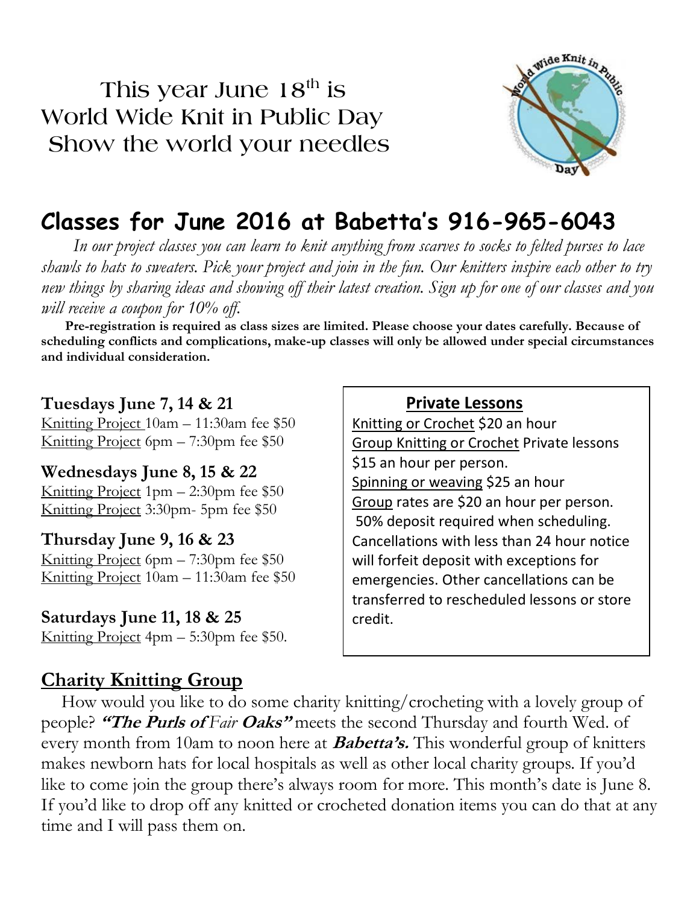This year June 18th is
World Wide Knit in Public Day
Show the world your needles

# Classes for June 2016 at Babetta's 916-965-6043

*In our project classes you can learn to knit anything from scarves to socks to felted purses to lace shawls to hats to sweaters. Pick your project and join in the fun. Our knitters inspire each other to try new things by sharing ideas and showing off their latest creation. Sign up for one of our classes and you will receive a coupon for 10% off.*

**Pre-registration is required as class sizes are limited. Please choose your dates carefully. Because of scheduling conflicts and complications, make-up classes will only be allowed under special circumstances and individual consideration.**

**Tuesdays June 7, 14 & 21**
Knitting Project 10am – 11:30am fee $50
Knitting Project 6pm – 7:30pm fee $50

**Wednesdays June 8, 15 & 22**
Knitting Project 1pm – 2:30pm fee $50
Knitting Project 3:30pm- 5pm fee $50

**Thursday June 9, 16 & 23**
Knitting Project 6pm – 7:30pm fee $50
Knitting Project 10am – 11:30am fee $50

**Saturdays June 11, 18 & 25**
Knitting Project 4pm – 5:30pm fee $50.

## Private Lessons

Knitting or Crochet $20 an hour
Group Knitting or Crochet Private lessons $15 an hour per person.
Spinning or weaving $25 an hour
Group rates are $20 an hour per person.
50% deposit required when scheduling. Cancellations with less than 24 hour notice will forfeit deposit with exceptions for emergencies. Other cancellations can be transferred to rescheduled lessons or store credit.

## Charity Knitting Group

How would you like to do some charity knitting/crocheting with a lovely group of people? ***"The Purls of** Fair **Oaks"*** meets the second Thursday and fourth Wed. of every month from 10am to noon here at ***Babetta's.*** This wonderful group of knitters makes newborn hats for local hospitals as well as other local charity groups. If you'd like to come join the group there's always room for more. This month's date is June 8. If you'd like to drop off any knitted or crocheted donation items you can do that at any time and I will pass them on.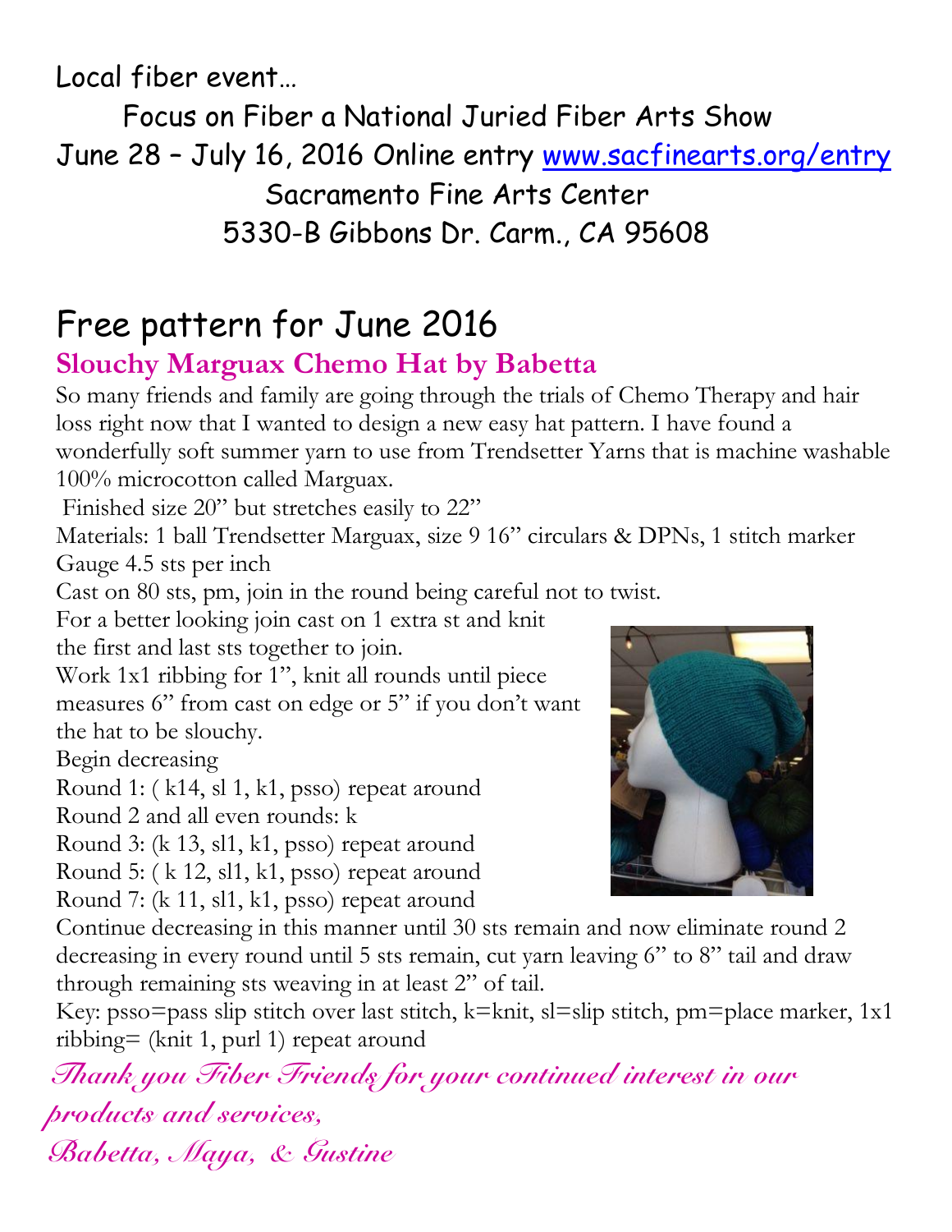Local fiber event…

Focus on Fiber a National Juried Fiber Arts Show
June 28 – July 16, 2016 Online entry www.sacfinearts.org/entry
Sacramento Fine Arts Center
5330-B Gibbons Dr. Carm., CA 95608

# Free pattern for June 2016

## Slouchy Marguax Chemo Hat by Babetta

So many friends and family are going through the trials of Chemo Therapy and hair loss right now that I wanted to design a new easy hat pattern. I have found a wonderfully soft summer yarn to use from Trendsetter Yarns that is machine washable 100% microcotton called Marguax.

Finished size 20" but stretches easily to 22"

Materials: 1 ball Trendsetter Marguax, size 9 16" circulars & DPNs, 1 stitch marker

Gauge 4.5 sts per inch

Cast on 80 sts, pm, join in the round being careful not to twist.

For a better looking join cast on 1 extra st and knit the first and last sts together to join.

Work 1x1 ribbing for 1", knit all rounds until piece measures 6" from cast on edge or 5" if you don't want the hat to be slouchy.

Begin decreasing

Round 1: ( k14, sl 1, k1, psso) repeat around

Round 2 and all even rounds: k

Round 3: (k 13, sl1, k1, psso) repeat around

Round 5: ( k 12, sl1, k1, psso) repeat around

Round 7: (k 11, sl1, k1, psso) repeat around

Continue decreasing in this manner until 30 sts remain and now eliminate round 2 decreasing in every round until 5 sts remain, cut yarn leaving 6" to 8" tail and draw through remaining sts weaving in at least 2" of tail.

Key: psso=pass slip stitch over last stitch, k=knit, sl=slip stitch, pm=place marker, 1x1 ribbing= (knit 1, purl 1) repeat around

*Thank you Fiber Friends for your continued interest in our products and services,*

*Babetta, Maya, & Gustine*